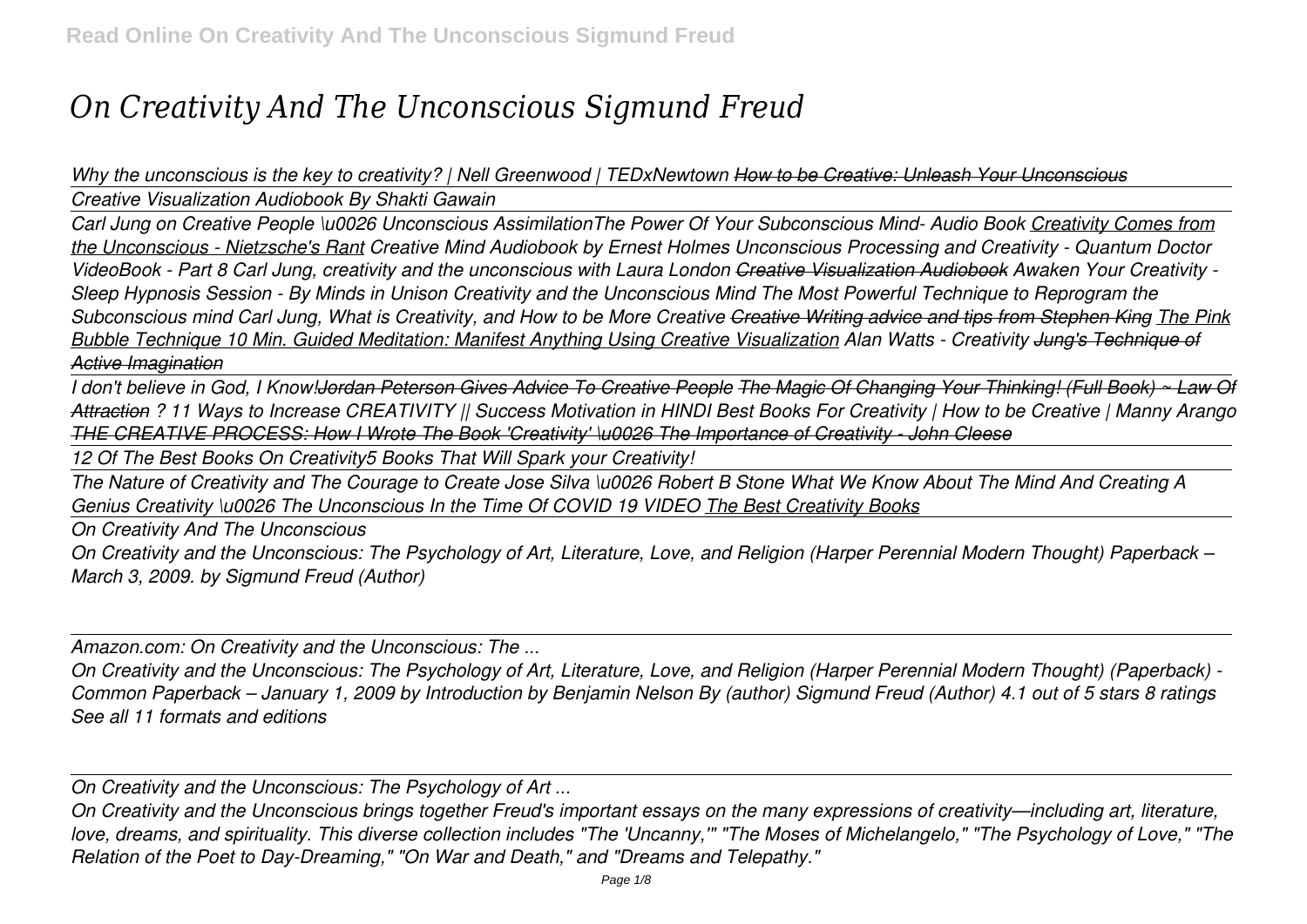# On Creativity And The Unconscious Sigmund Freud

*Why the unconscious is the key to creativity? | Nell Greenwood | TEDxNewtown* ~~*How to be Creative: Unleash Your Unconscious*~~

*Creative Visualization Audiobook By Shakti Gawain*

*Carl Jung on Creative People \u0026 Unconscious AssimilationThe Power Of Your Subconscious Mind- Audio Book Creativity Comes from the Unconscious - Nietzsche's Rant Creative Mind Audiobook by Ernest Holmes Unconscious Processing and Creativity - Quantum Doctor VideoBook - Part 8 Carl Jung, creativity and the unconscious with Laura London* ~~*Creative Visualization Audiobook*~~ *Awaken Your Creativity - Sleep Hypnosis Session - By Minds in Unison Creativity and the Unconscious Mind The Most Powerful Technique to Reprogram the Subconscious mind Carl Jung, What is Creativity, and How to be More Creative* ~~*Creative Writing advice and tips from Stephen King*~~ *The Pink Bubble Technique 10 Min. Guided Meditation: Manifest Anything Using Creative Visualization Alan Watts - Creativity* ~~*Jung's Technique of Active Imagination*~~

*I don't believe in God, I Know!*~~*Jordan Peterson Gives Advice To Creative People*~~ ~~*The Magic Of Changing Your Thinking! (Full Book) ~ Law Of Attraction*~~ *? 11 Ways to Increase CREATIVITY || Success Motivation in HINDI Best Books For Creativity | How to be Creative | Manny Arango* ~~*THE CREATIVE PROCESS: How I Wrote The Book 'Creativity' \u0026 The Importance of Creativity - John Cleese*~~

*12 Of The Best Books On Creativity5 Books That Will Spark your Creativity!*

*The Nature of Creativity and The Courage to Create Jose Silva \u0026 Robert B Stone What We Know About The Mind And Creating A Genius Creativity \u0026 The Unconscious In the Time Of COVID 19 VIDEO The Best Creativity Books*

*On Creativity And The Unconscious*

*On Creativity and the Unconscious: The Psychology of Art, Literature, Love, and Religion (Harper Perennial Modern Thought) Paperback – March 3, 2009. by Sigmund Freud (Author)*

*Amazon.com: On Creativity and the Unconscious: The ...*

*On Creativity and the Unconscious: The Psychology of Art, Literature, Love, and Religion (Harper Perennial Modern Thought) (Paperback) - Common Paperback – January 1, 2009 by Introduction by Benjamin Nelson By (author) Sigmund Freud (Author) 4.1 out of 5 stars 8 ratings See all 11 formats and editions*

*On Creativity and the Unconscious: The Psychology of Art ...*

*On Creativity and the Unconscious brings together Freud's important essays on the many expressions of creativity—including art, literature, love, dreams, and spirituality. This diverse collection includes "The 'Uncanny,'" "The Moses of Michelangelo," "The Psychology of Love," "The Relation of the Poet to Day-Dreaming," "On War and Death," and "Dreams and Telepathy."*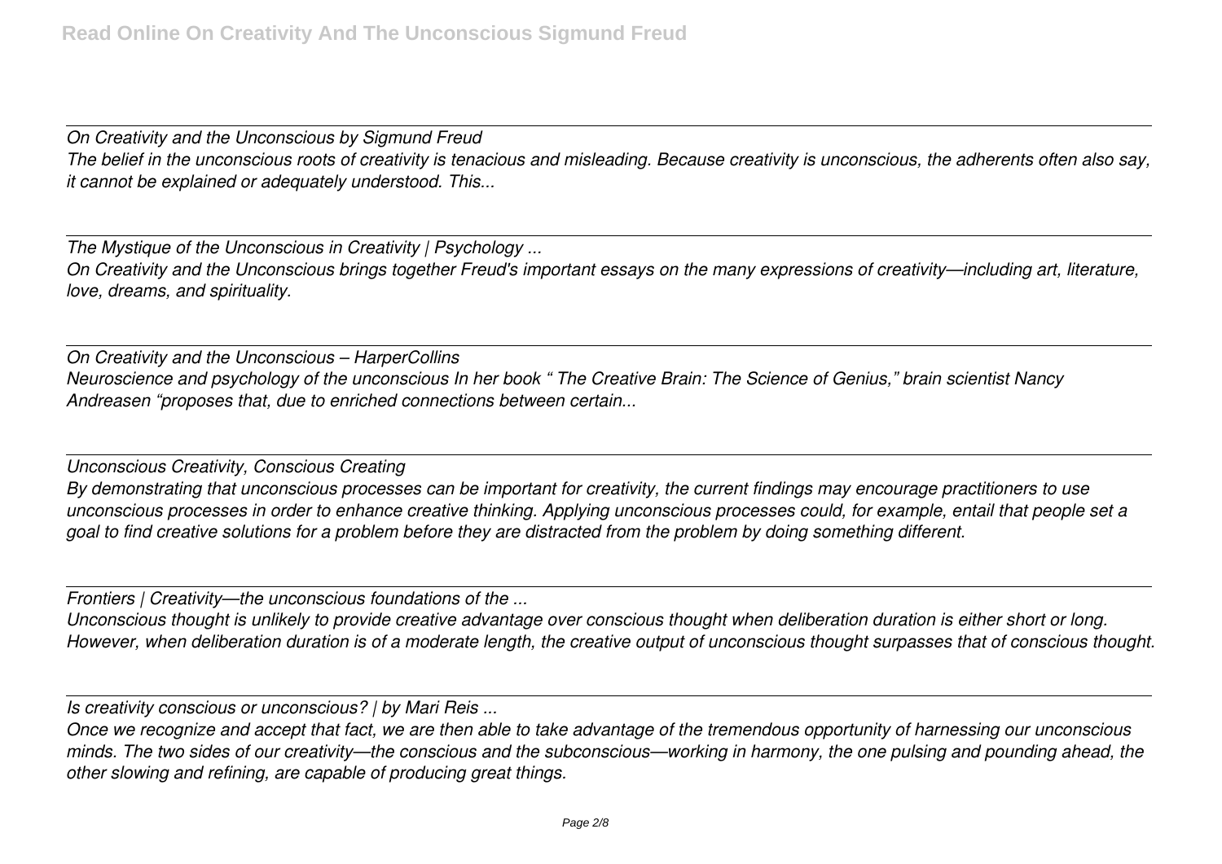*On Creativity and the Unconscious by Sigmund Freud*

*The belief in the unconscious roots of creativity is tenacious and misleading. Because creativity is unconscious, the adherents often also say, it cannot be explained or adequately understood. This...*

---

*The Mystique of the Unconscious in Creativity | Psychology ...*

*On Creativity and the Unconscious brings together Freud's important essays on the many expressions of creativity—including art, literature, love, dreams, and spirituality.*

---

*On Creativity and the Unconscious – HarperCollins*

*Neuroscience and psychology of the unconscious In her book " The Creative Brain: The Science of Genius," brain scientist Nancy Andreasen "proposes that, due to enriched connections between certain...*

---

*Unconscious Creativity, Conscious Creating*

*By demonstrating that unconscious processes can be important for creativity, the current findings may encourage practitioners to use unconscious processes in order to enhance creative thinking. Applying unconscious processes could, for example, entail that people set a goal to find creative solutions for a problem before they are distracted from the problem by doing something different.*

---

*Frontiers | Creativity—the unconscious foundations of the ...*

*Unconscious thought is unlikely to provide creative advantage over conscious thought when deliberation duration is either short or long. However, when deliberation duration is of a moderate length, the creative output of unconscious thought surpasses that of conscious thought.*

---

*Is creativity conscious or unconscious? | by Mari Reis ...*

*Once we recognize and accept that fact, we are then able to take advantage of the tremendous opportunity of harnessing our unconscious minds. The two sides of our creativity—the conscious and the subconscious—working in harmony, the one pulsing and pounding ahead, the other slowing and refining, are capable of producing great things.*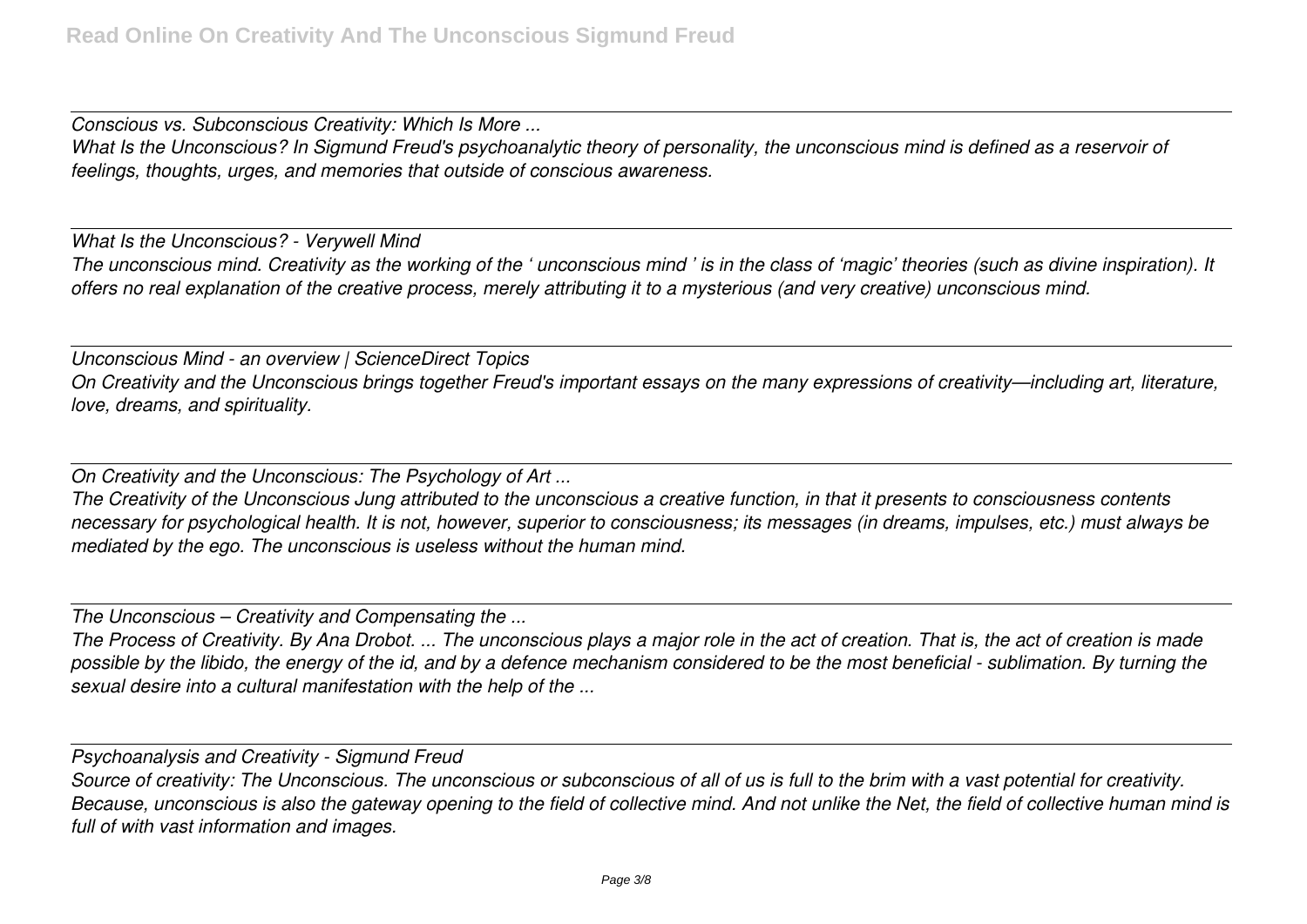*Conscious vs. Subconscious Creativity: Which Is More ...*

*What Is the Unconscious? In Sigmund Freud's psychoanalytic theory of personality, the unconscious mind is defined as a reservoir of feelings, thoughts, urges, and memories that outside of conscious awareness.*

---

*What Is the Unconscious? - Verywell Mind*

*The unconscious mind. Creativity as the working of the ' unconscious mind ' is in the class of 'magic' theories (such as divine inspiration). It offers no real explanation of the creative process, merely attributing it to a mysterious (and very creative) unconscious mind.*

---

*Unconscious Mind - an overview | ScienceDirect Topics*

*On Creativity and the Unconscious brings together Freud's important essays on the many expressions of creativity—including art, literature, love, dreams, and spirituality.*

---

*On Creativity and the Unconscious: The Psychology of Art ...*

*The Creativity of the Unconscious Jung attributed to the unconscious a creative function, in that it presents to consciousness contents necessary for psychological health. It is not, however, superior to consciousness; its messages (in dreams, impulses, etc.) must always be mediated by the ego. The unconscious is useless without the human mind.*

---

*The Unconscious – Creativity and Compensating the ...*

*The Process of Creativity. By Ana Drobot. ... The unconscious plays a major role in the act of creation. That is, the act of creation is made possible by the libido, the energy of the id, and by a defence mechanism considered to be the most beneficial - sublimation. By turning the sexual desire into a cultural manifestation with the help of the ...*

---

*Psychoanalysis and Creativity - Sigmund Freud*

*Source of creativity: The Unconscious. The unconscious or subconscious of all of us is full to the brim with a vast potential for creativity. Because, unconscious is also the gateway opening to the field of collective mind. And not unlike the Net, the field of collective human mind is full of with vast information and images.*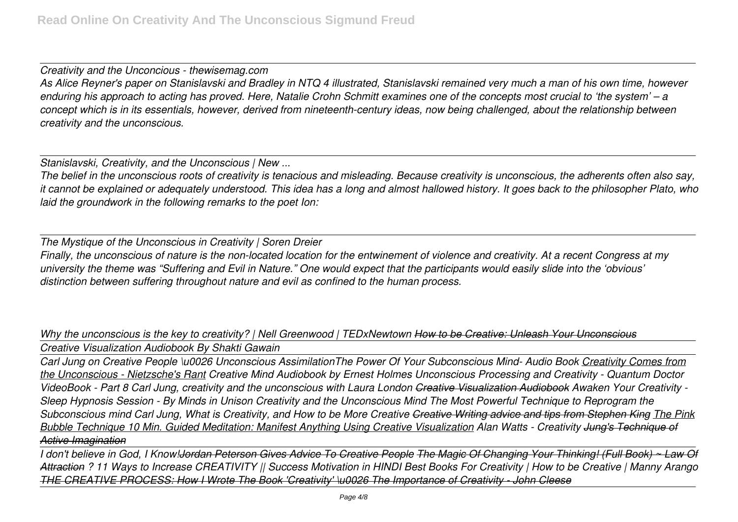*Creativity and the Unconcious - thewisemag.com*

*As Alice Reyner's paper on Stanislavski and Bradley in NTQ 4 illustrated, Stanislavski remained very much a man of his own time, however enduring his approach to acting has proved. Here, Natalie Crohn Schmitt examines one of the concepts most crucial to 'the system' – a concept which is in its essentials, however, derived from nineteenth-century ideas, now being challenged, about the relationship between creativity and the unconscious.*

*Stanislavski, Creativity, and the Unconscious | New ...*

*The belief in the unconscious roots of creativity is tenacious and misleading. Because creativity is unconscious, the adherents often also say, it cannot be explained or adequately understood. This idea has a long and almost hallowed history. It goes back to the philosopher Plato, who laid the groundwork in the following remarks to the poet Ion:*

*The Mystique of the Unconscious in Creativity | Soren Dreier*

*Finally, the unconscious of nature is the non-located location for the entwinement of violence and creativity. At a recent Congress at my university the theme was "Suffering and Evil in Nature." One would expect that the participants would easily slide into the 'obvious' distinction between suffering throughout nature and evil as confined to the human process.*

*Why the unconscious is the key to creativity? | Nell Greenwood | TEDxNewtown* ~~*How to be Creative: Unleash Your Unconscious*~~

*Creative Visualization Audiobook By Shakti Gawain*

*Carl Jung on Creative People \u0026 Unconscious Assimilation* *The Power Of Your Subconscious Mind- Audio Book* *Creativity Comes from the Unconscious - Nietzsche's Rant* *Creative Mind Audiobook by Ernest Holmes* *Unconscious Processing and Creativity - Quantum Doctor VideoBook - Part 8* *Carl Jung, creativity and the unconscious with Laura London* ~~*Creative Visualization Audiobook*~~ *Awaken Your Creativity - Sleep Hypnosis Session - By Minds in Unison* *Creativity and the Unconscious Mind* *The Most Powerful Technique to Reprogram the Subconscious mind* *Carl Jung, What is Creativity, and How to be More Creative* ~~*Creative Writing advice and tips from Stephen King*~~ *The Pink Bubble Technique 10 Min. Guided Meditation: Manifest Anything Using Creative Visualization* *Alan Watts - Creativity* ~~*Jung's Technique of Active Imagination*~~

*I don't believe in God, I Know!* ~~*Jordan Peterson Gives Advice To Creative People*~~ ~~*The Magic Of Changing Your Thinking! (Full Book) ~ Law Of Attraction*~~ *? 11 Ways to Increase CREATIVITY || Success Motivation in HINDI* *Best Books For Creativity | How to be Creative | Manny Arango* ~~*THE CREATIVE PROCESS: How I Wrote The Book 'Creativity' \u0026 The Importance of Creativity - John Cleese*~~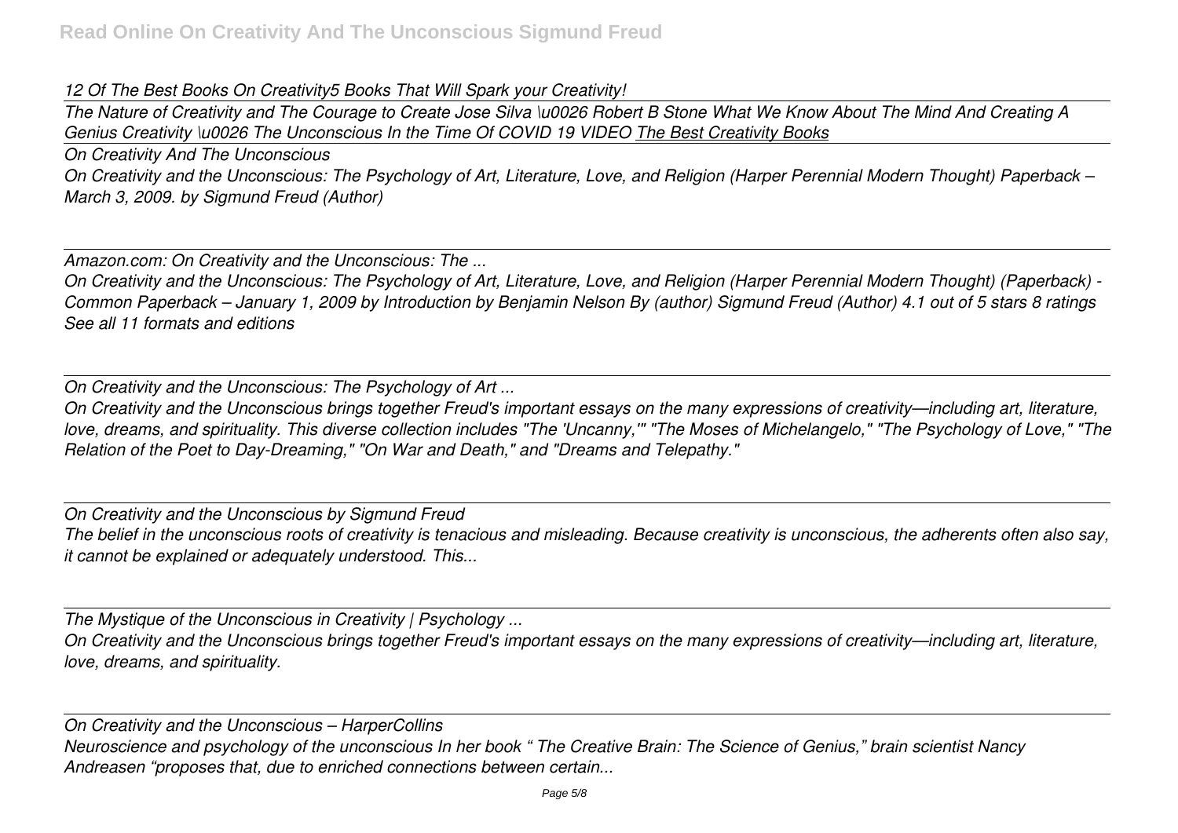*12 Of The Best Books On Creativity5 Books That Will Spark your Creativity!*

*The Nature of Creativity and The Courage to Create Jose Silva \u0026 Robert B Stone What We Know About The Mind And Creating A Genius Creativity \u0026 The Unconscious In the Time Of COVID 19 VIDEO* *The Best Creativity Books*

*On Creativity And The Unconscious*

*On Creativity and the Unconscious: The Psychology of Art, Literature, Love, and Religion (Harper Perennial Modern Thought) Paperback – March 3, 2009. by Sigmund Freud (Author)*

*Amazon.com: On Creativity and the Unconscious: The ...*

*On Creativity and the Unconscious: The Psychology of Art, Literature, Love, and Religion (Harper Perennial Modern Thought) (Paperback) - Common Paperback – January 1, 2009 by Introduction by Benjamin Nelson By (author) Sigmund Freud (Author) 4.1 out of 5 stars 8 ratings See all 11 formats and editions*

*On Creativity and the Unconscious: The Psychology of Art ...*

*On Creativity and the Unconscious brings together Freud's important essays on the many expressions of creativity—including art, literature, love, dreams, and spirituality. This diverse collection includes "The 'Uncanny,'" "The Moses of Michelangelo," "The Psychology of Love," "The Relation of the Poet to Day-Dreaming," "On War and Death," and "Dreams and Telepathy."*

*On Creativity and the Unconscious by Sigmund Freud*

*The belief in the unconscious roots of creativity is tenacious and misleading. Because creativity is unconscious, the adherents often also say, it cannot be explained or adequately understood. This...*

*The Mystique of the Unconscious in Creativity | Psychology ...*

*On Creativity and the Unconscious brings together Freud's important essays on the many expressions of creativity—including art, literature, love, dreams, and spirituality.*

*On Creativity and the Unconscious – HarperCollins*

*Neuroscience and psychology of the unconscious In her book " The Creative Brain: The Science of Genius," brain scientist Nancy Andreasen "proposes that, due to enriched connections between certain...*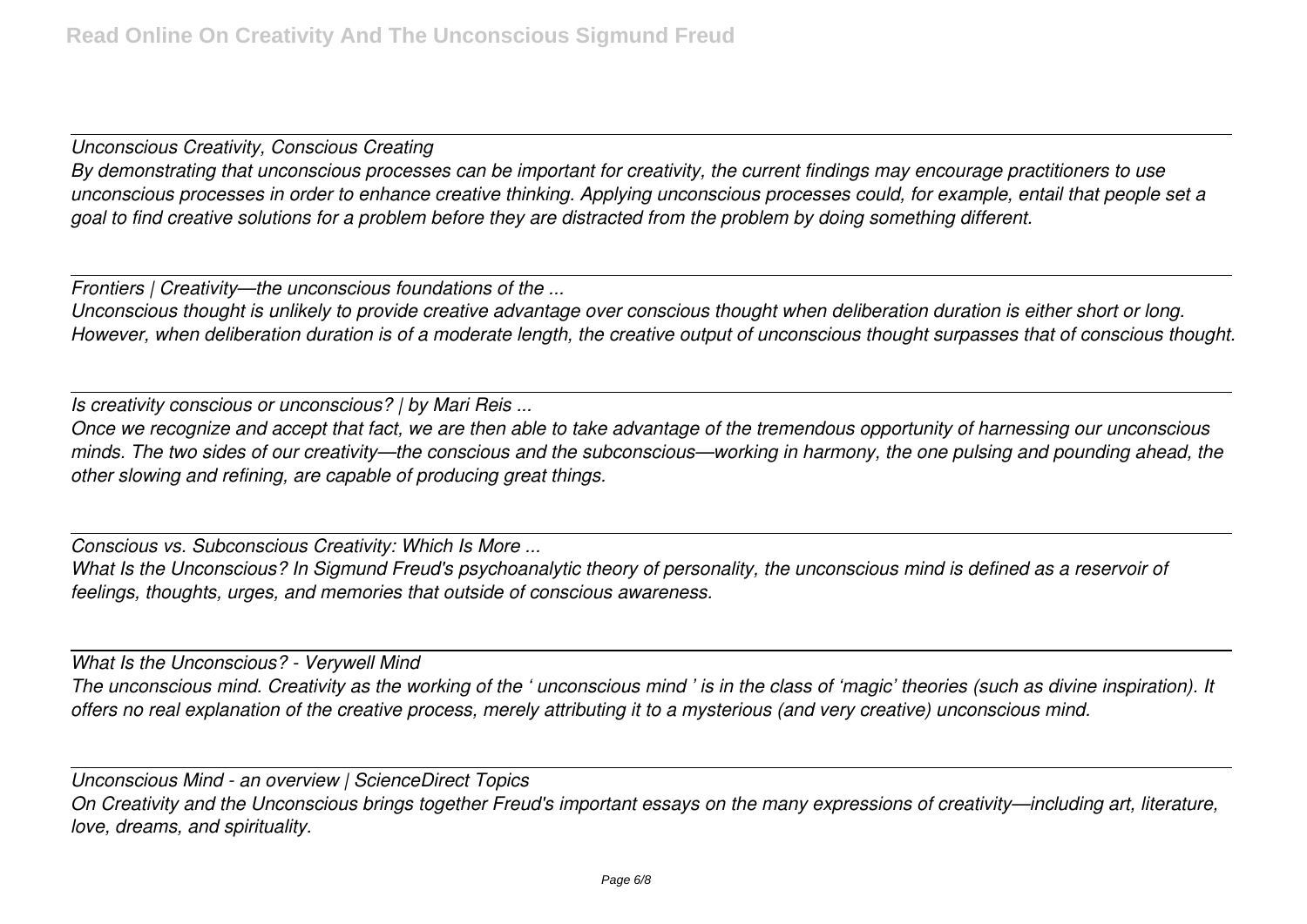*Unconscious Creativity, Conscious Creating*

*By demonstrating that unconscious processes can be important for creativity, the current findings may encourage practitioners to use unconscious processes in order to enhance creative thinking. Applying unconscious processes could, for example, entail that people set a goal to find creative solutions for a problem before they are distracted from the problem by doing something different.*

*Frontiers | Creativity—the unconscious foundations of the ...*

*Unconscious thought is unlikely to provide creative advantage over conscious thought when deliberation duration is either short or long. However, when deliberation duration is of a moderate length, the creative output of unconscious thought surpasses that of conscious thought.*

*Is creativity conscious or unconscious? | by Mari Reis ...*

*Once we recognize and accept that fact, we are then able to take advantage of the tremendous opportunity of harnessing our unconscious minds. The two sides of our creativity—the conscious and the subconscious—working in harmony, the one pulsing and pounding ahead, the other slowing and refining, are capable of producing great things.*

*Conscious vs. Subconscious Creativity: Which Is More ...*

*What Is the Unconscious? In Sigmund Freud's psychoanalytic theory of personality, the unconscious mind is defined as a reservoir of feelings, thoughts, urges, and memories that outside of conscious awareness.*

*What Is the Unconscious? - Verywell Mind*

*The unconscious mind. Creativity as the working of the ' unconscious mind ' is in the class of 'magic' theories (such as divine inspiration). It offers no real explanation of the creative process, merely attributing it to a mysterious (and very creative) unconscious mind.*

*Unconscious Mind - an overview | ScienceDirect Topics*

*On Creativity and the Unconscious brings together Freud's important essays on the many expressions of creativity—including art, literature, love, dreams, and spirituality.*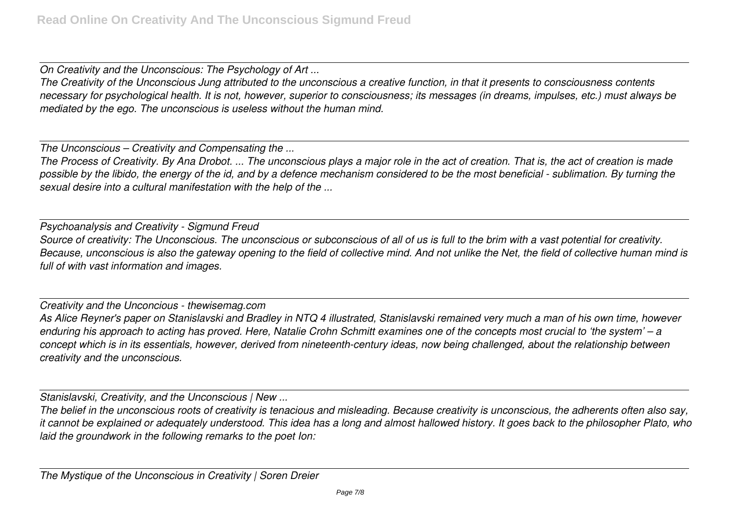*On Creativity and the Unconscious: The Psychology of Art ...*

*The Creativity of the Unconscious Jung attributed to the unconscious a creative function, in that it presents to consciousness contents necessary for psychological health. It is not, however, superior to consciousness; its messages (in dreams, impulses, etc.) must always be mediated by the ego. The unconscious is useless without the human mind.*

*The Unconscious – Creativity and Compensating the ...*

*The Process of Creativity. By Ana Drobot. ... The unconscious plays a major role in the act of creation. That is, the act of creation is made possible by the libido, the energy of the id, and by a defence mechanism considered to be the most beneficial - sublimation. By turning the sexual desire into a cultural manifestation with the help of the ...*

*Psychoanalysis and Creativity - Sigmund Freud*

*Source of creativity: The Unconscious. The unconscious or subconscious of all of us is full to the brim with a vast potential for creativity. Because, unconscious is also the gateway opening to the field of collective mind. And not unlike the Net, the field of collective human mind is full of with vast information and images.*

*Creativity and the Unconcious - thewisemag.com*

*As Alice Reyner's paper on Stanislavski and Bradley in NTQ 4 illustrated, Stanislavski remained very much a man of his own time, however enduring his approach to acting has proved. Here, Natalie Crohn Schmitt examines one of the concepts most crucial to 'the system' – a concept which is in its essentials, however, derived from nineteenth-century ideas, now being challenged, about the relationship between creativity and the unconscious.*

*Stanislavski, Creativity, and the Unconscious | New ...*

*The belief in the unconscious roots of creativity is tenacious and misleading. Because creativity is unconscious, the adherents often also say, it cannot be explained or adequately understood. This idea has a long and almost hallowed history. It goes back to the philosopher Plato, who laid the groundwork in the following remarks to the poet Ion:*

*The Mystique of the Unconscious in Creativity | Soren Dreier*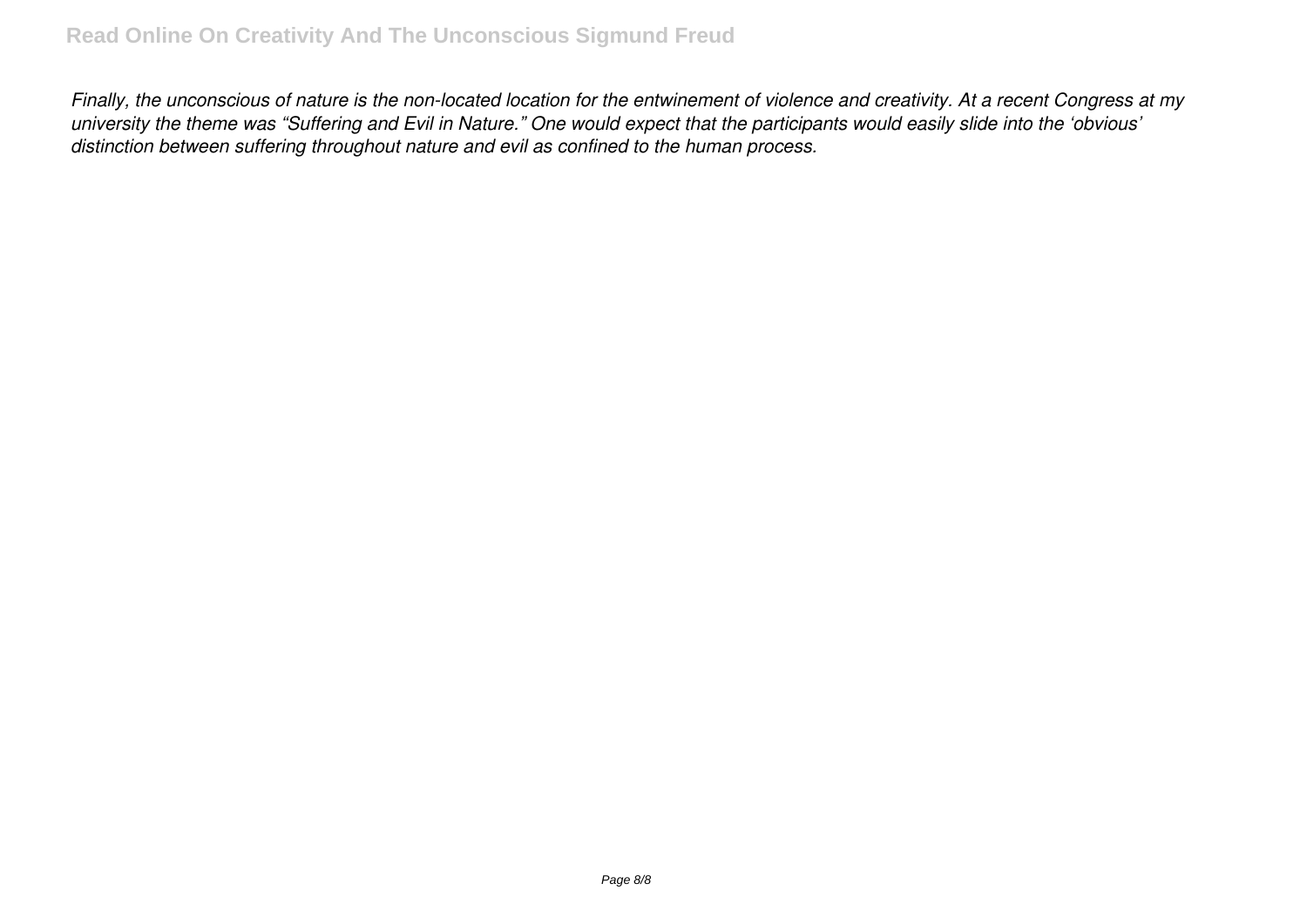*Finally, the unconscious of nature is the non-located location for the entwinement of violence and creativity. At a recent Congress at my university the theme was “Suffering and Evil in Nature.” One would expect that the participants would easily slide into the ‘obvious’ distinction between suffering throughout nature and evil as confined to the human process.*